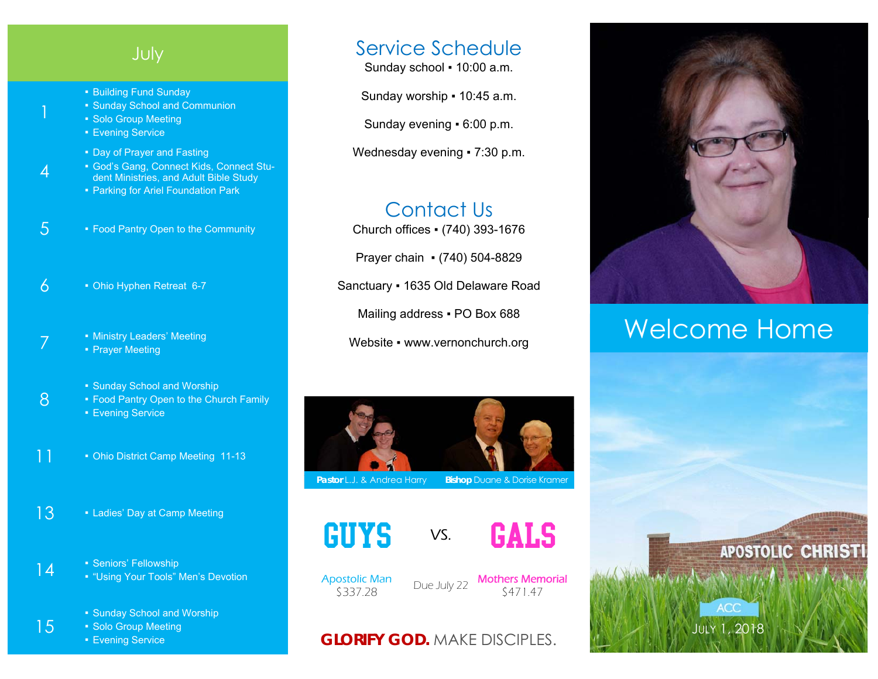## July

**1**
- Building Fund Sunday
- Sunday School and Communion
- Solo Group Meeting
- Evening Service

**4**
- Day of Prayer and Fasting
- God's Gang, Connect Kids, Connect Student Ministries, and Adult Bible Study
- Parking for Ariel Foundation Park

**5**
- Food Pantry Open to the Community

**6**
- Ohio Hyphen Retreat 6-7

**7**
- Ministry Leaders' Meeting
- Prayer Meeting

**8**
- Sunday School and Worship
- Food Pantry Open to the Church Family
- Evening Service

**11**
- Ohio District Camp Meeting 11-13

**13**
- Ladies' Day at Camp Meeting

**14**
- Seniors' Fellowship
- "Using Your Tools" Men's Devotion

**15**
- Sunday School and Worship
- Solo Group Meeting
- Evening Service

## Service Schedule

Sunday school ▪ 10:00 a.m.

Sunday worship ▪ 10:45 a.m.

Sunday evening ▪ 6:00 p.m.

Wednesday evening ▪ 7:30 p.m.

## Contact Us

Church offices ▪ (740) 393-1676

Prayer chain ▪ (740) 504-8829

Sanctuary ▪ 1635 Old Delaware Road

Mailing address ▪ PO Box 688

Website ▪ www.vernonchurch.org

**Pastor** L.J. & Andrea Harry  **Bishop** Duane & Dorise Kramer

**GUYS** vs. **GALS**

| Apostolic Man | Due July 22 | Mothers Memorial |
|---|---|---|
| $337.28 | | $471.47 |

**GLORIFY GOD.** MAKE DISCIPLES.

# Welcome Home

APOSTOLIC CHRISTI

ACC

JULY 1, 2018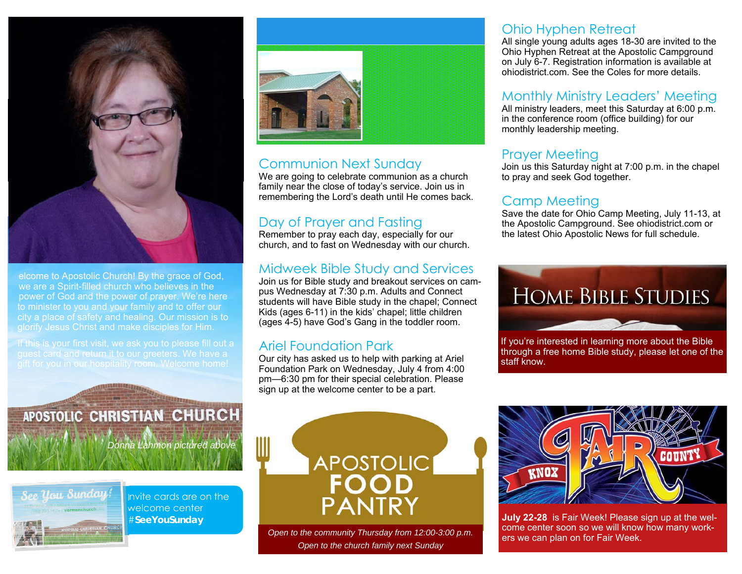elcome to Apostolic Church! By the grace of God, we are a Spirit-filled church who believes in the power of God and the power of prayer. We're here to minister to you and your family and to offer our city a place of safety and healing. Our mission is to glorify Jesus Christ and make disciples for Him.

If this is your first visit, we ask you to please fill out a guest card and return it to our greeters. We have a gift for you in our hospitality room. Welcome home!

APOSTOLIC CHRISTIAN CHURCH

*Donna Lahmon pictured above*

Invite cards are on the welcome center #**SeeYouSunday**

## Communion Next Sunday

We are going to celebrate communion as a church family near the close of today's service. Join us in remembering the Lord's death until He comes back.

## Day of Prayer and Fasting

Remember to pray each day, especially for our church, and to fast on Wednesday with our church.

## Midweek Bible Study and Services

Join us for Bible study and breakout services on campus Wednesday at 7:30 p.m. Adults and Connect students will have Bible study in the chapel; Connect Kids (ages 6-11) in the kids' chapel; little children (ages 4-5) have God's Gang in the toddler room.

## Ariel Foundation Park

Our city has asked us to help with parking at Ariel Foundation Park on Wednesday, July 4 from 4:00 pm—6:30 pm for their special celebration. Please sign up at the welcome center to be a part.

## APOSTOLIC FOOD PANTRY

*Open to the community Thursday from 12:00-3:00 p.m.*

*Open to the church family next Sunday*

## Ohio Hyphen Retreat

All single young adults ages 18-30 are invited to the Ohio Hyphen Retreat at the Apostolic Campground on July 6-7. Registration information is available at ohiodistrict.com. See the Coles for more details.

## Monthly Ministry Leaders' Meeting

All ministry leaders, meet this Saturday at 6:00 p.m. in the conference room (office building) for our monthly leadership meeting.

## Prayer Meeting

Join us this Saturday night at 7:00 p.m. in the chapel to pray and seek God together.

## Camp Meeting

Save the date for Ohio Camp Meeting, July 11-13, at the Apostolic Campground. See ohiodistrict.com or the latest Ohio Apostolic News for full schedule.

## HOME BIBLE STUDIES

If you're interested in learning more about the Bible through a free home Bible study, please let one of the staff know.

KNOX COUNTY FAIR

**July 22-28** is Fair Week! Please sign up at the welcome center soon so we will know how many workers we can plan on for Fair Week.